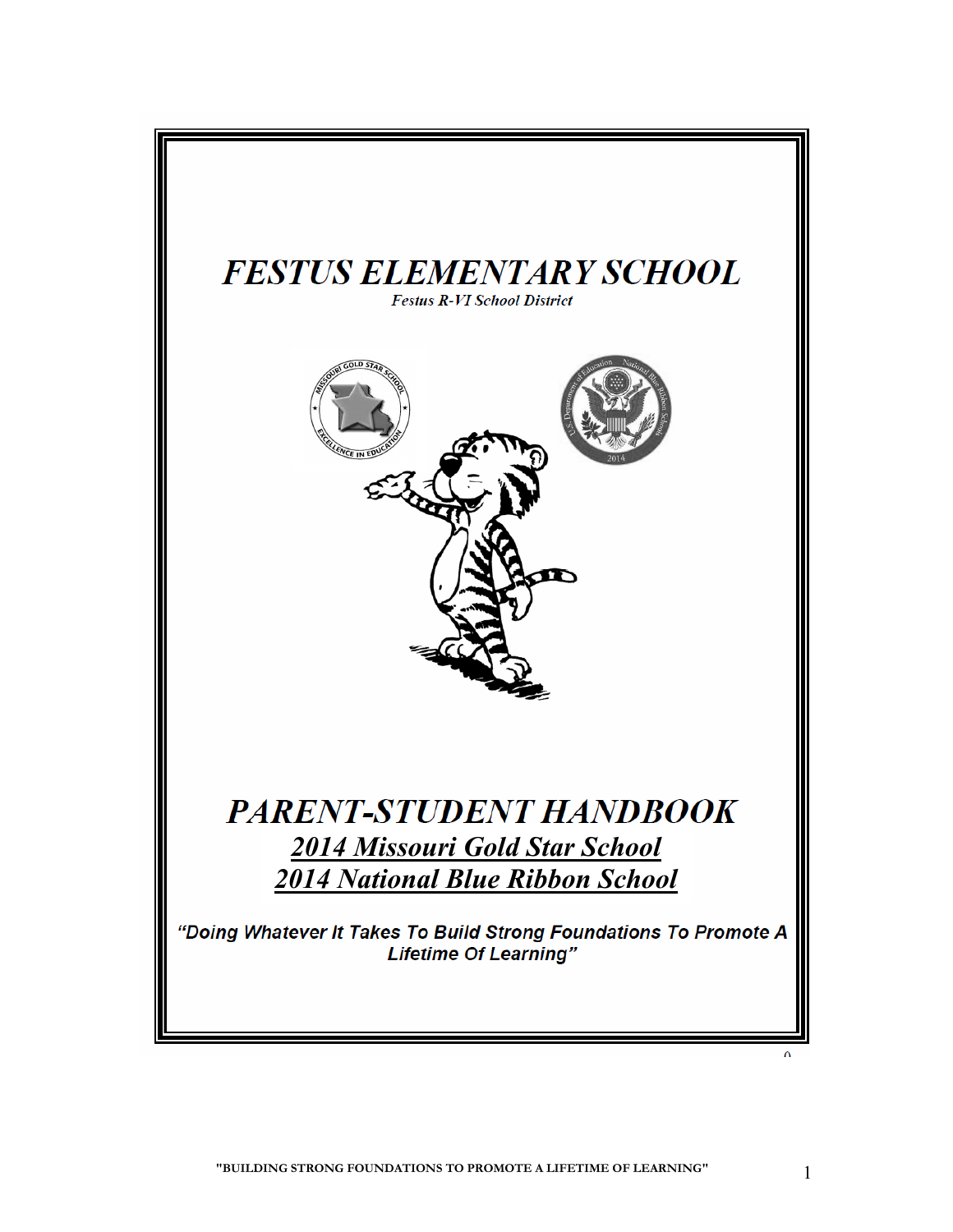# FESTUS ELEMENTARY SCHOOL

*Festus R-VI School District*

# PARENT-STUDENT HANDBOOK

## *2014 Missouri Gold Star School*

## *2014 National Blue Ribbon School*

*"Doing Whatever It Takes To Build Strong Foundations To Promote A Lifetime Of Learning"*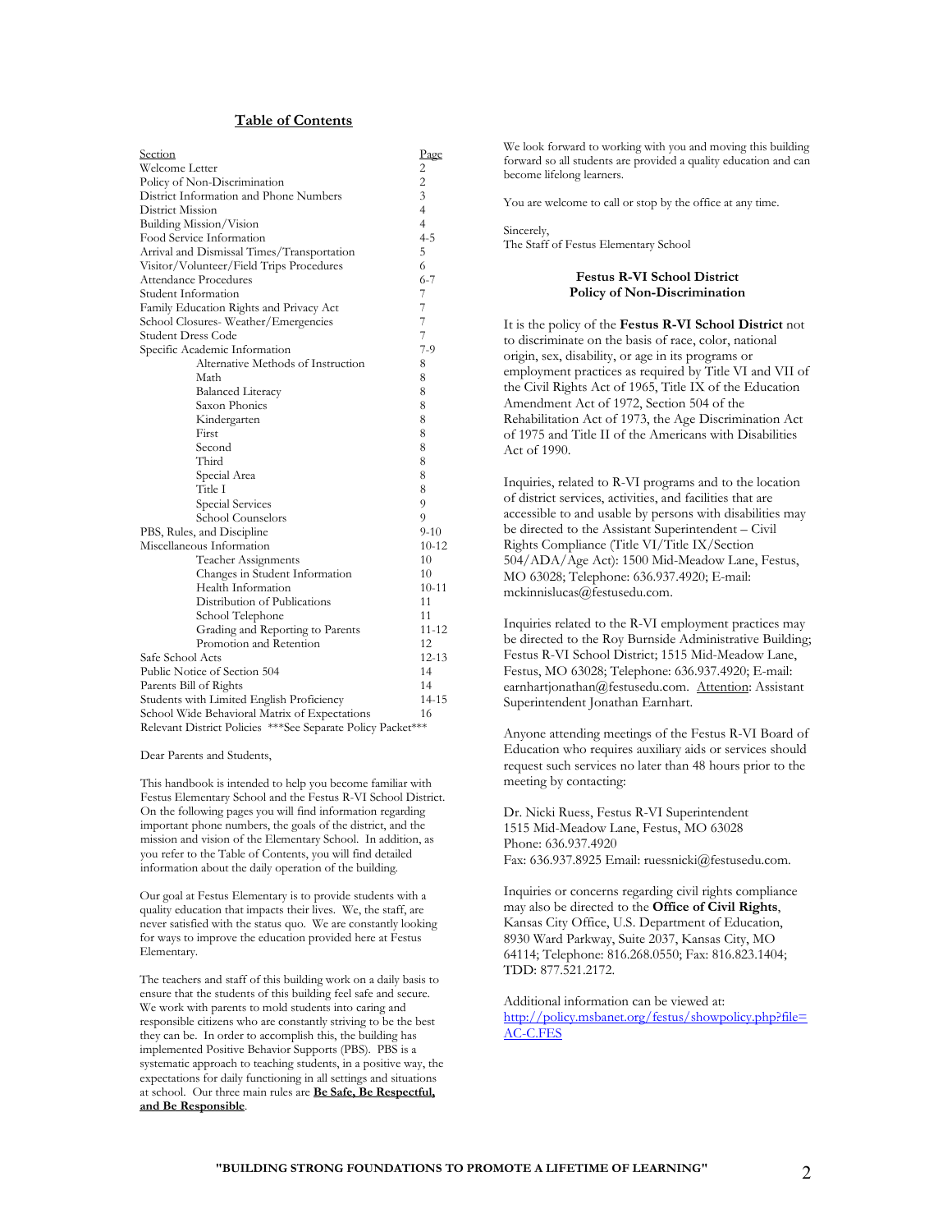## Table of Contents

| Section | Page |
|---|---|
| Welcome Letter | 2 |
| Policy of Non-Discrimination | 2 |
| District Information and Phone Numbers | 3 |
| District Mission | 4 |
| Building Mission/Vision | 4 |
| Food Service Information | 4-5 |
| Arrival and Dismissal Times/Transportation | 5 |
| Visitor/Volunteer/Field Trips Procedures | 6 |
| Attendance Procedures | 6-7 |
| Student Information | 7 |
| Family Education Rights and Privacy Act | 7 |
| School Closures- Weather/Emergencies | 7 |
| Student Dress Code | 7 |
| Specific Academic Information | 7-9 |
| Alternative Methods of Instruction | 8 |
| Math | 8 |
| Balanced Literacy | 8 |
| Saxon Phonics | 8 |
| Kindergarten | 8 |
| First | 8 |
| Second | 8 |
| Third | 8 |
| Special Area | 8 |
| Title I | 8 |
| Special Services | 9 |
| School Counselors | 9 |
| PBS, Rules, and Discipline | 9-10 |
| Miscellaneous Information | 10-12 |
| Teacher Assignments | 10 |
| Changes in Student Information | 10 |
| Health Information | 10-11 |
| Distribution of Publications | 11 |
| School Telephone | 11 |
| Grading and Reporting to Parents | 11-12 |
| Promotion and Retention | 12 |
| Safe School Acts | 12-13 |
| Public Notice of Section 504 | 14 |
| Parents Bill of Rights | 14 |
| Students with Limited English Proficiency | 14-15 |
| School Wide Behavioral Matrix of Expectations | 16 |
| Relevant District Policies ***See Separate Policy Packet*** | |

Dear Parents and Students,

This handbook is intended to help you become familiar with Festus Elementary School and the Festus R-VI School District. On the following pages you will find information regarding important phone numbers, the goals of the district, and the mission and vision of the Elementary School. In addition, as you refer to the Table of Contents, you will find detailed information about the daily operation of the building.

Our goal at Festus Elementary is to provide students with a quality education that impacts their lives. We, the staff, are never satisfied with the status quo. We are constantly looking for ways to improve the education provided here at Festus Elementary.

The teachers and staff of this building work on a daily basis to ensure that the students of this building feel safe and secure. We work with parents to mold students into caring and responsible citizens who are constantly striving to be the best they can be. In order to accomplish this, the building has implemented Positive Behavior Supports (PBS). PBS is a systematic approach to teaching students, in a positive way, the expectations for daily functioning in all settings and situations at school. Our three main rules are **Be Safe, Be Respectful, and Be Responsible**.

We look forward to working with you and moving this building forward so all students are provided a quality education and can become lifelong learners.

You are welcome to call or stop by the office at any time.

Sincerely,
The Staff of Festus Elementary School

### Festus R-VI School District Policy of Non-Discrimination

It is the policy of the **Festus R-VI School District** not to discriminate on the basis of race, color, national origin, sex, disability, or age in its programs or employment practices as required by Title VI and VII of the Civil Rights Act of 1965, Title IX of the Education Amendment Act of 1972, Section 504 of the Rehabilitation Act of 1973, the Age Discrimination Act of 1975 and Title II of the Americans with Disabilities Act of 1990.

Inquiries, related to R-VI programs and to the location of district services, activities, and facilities that are accessible to and usable by persons with disabilities may be directed to the Assistant Superintendent – Civil Rights Compliance (Title VI/Title IX/Section 504/ADA/Age Act): 1500 Mid-Meadow Lane, Festus, MO 63028; Telephone: 636.937.4920; E-mail: mckinnislucas@festusedu.com.

Inquiries related to the R-VI employment practices may be directed to the Roy Burnside Administrative Building; Festus R-VI School District; 1515 Mid-Meadow Lane, Festus, MO 63028; Telephone: 636.937.4920; E-mail: earnhartjonathan@festusedu.com. Attention: Assistant Superintendent Jonathan Earnhart.

Anyone attending meetings of the Festus R-VI Board of Education who requires auxiliary aids or services should request such services no later than 48 hours prior to the meeting by contacting:

Dr. Nicki Ruess, Festus R-VI Superintendent
1515 Mid-Meadow Lane, Festus, MO 63028
Phone: 636.937.4920
Fax: 636.937.8925 Email: ruessnicki@festusedu.com.

Inquiries or concerns regarding civil rights compliance may also be directed to the **Office of Civil Rights**, Kansas City Office, U.S. Department of Education, 8930 Ward Parkway, Suite 2037, Kansas City, MO 64114; Telephone: 816.268.0550; Fax: 816.823.1404; TDD: 877.521.2172.

Additional information can be viewed at: http://policy.msbanet.org/festus/showpolicy.php?file=AC-C.FES

"BUILDING STRONG FOUNDATIONS TO PROMOTE A LIFETIME OF LEARNING"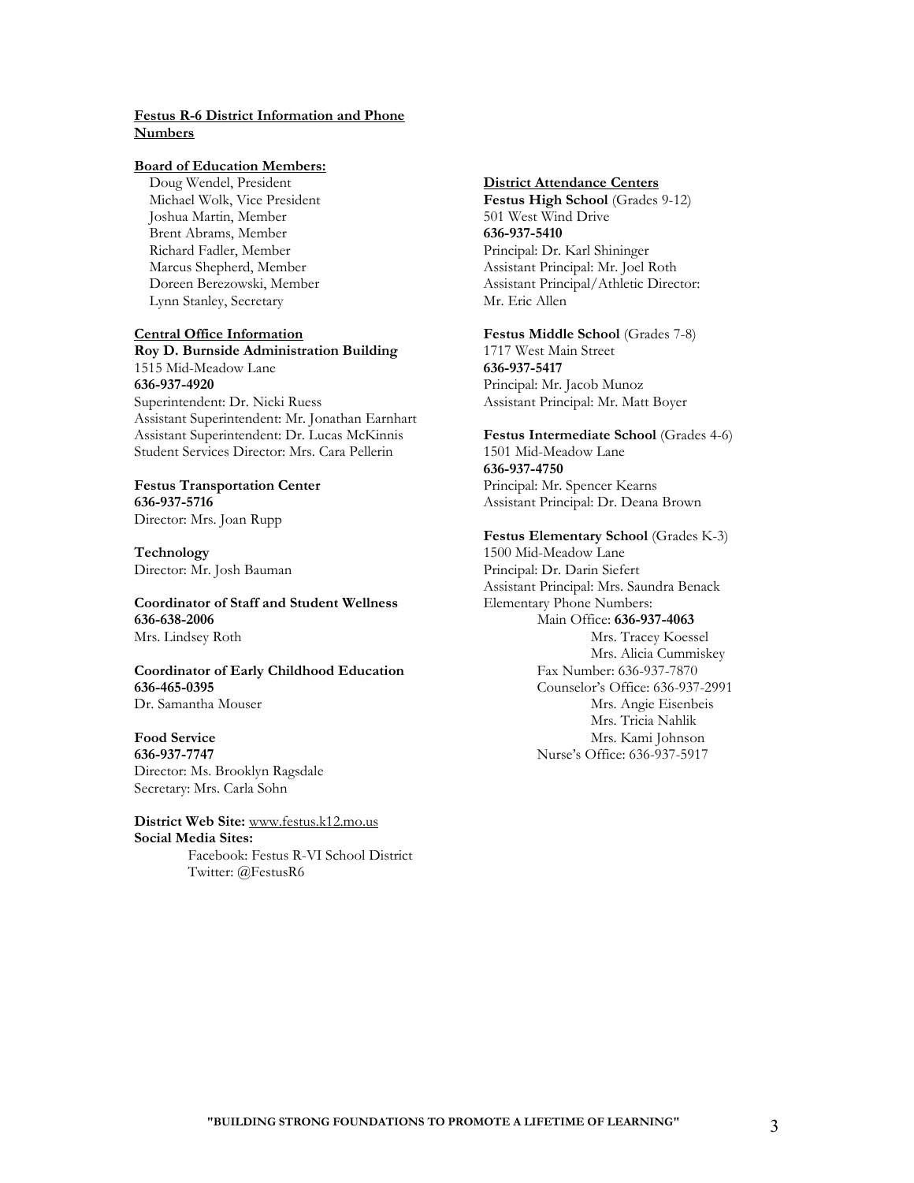## Festus R-6 District Information and Phone Numbers

**Board of Education Members:**

Doug Wendel, President
Michael Wolk, Vice President
Joshua Martin, Member
Brent Abrams, Member
Richard Fadler, Member
Marcus Shepherd, Member
Doreen Berezowski, Member
Lynn Stanley, Secretary

**Central Office Information**

**Roy D. Burnside Administration Building**
1515 Mid-Meadow Lane
**636-937-4920**
Superintendent: Dr. Nicki Ruess
Assistant Superintendent: Mr. Jonathan Earnhart
Assistant Superintendent: Dr. Lucas McKinnis
Student Services Director: Mrs. Cara Pellerin

**Festus Transportation Center**
**636-937-5716**
Director: Mrs. Joan Rupp

**Technology**
Director: Mr. Josh Bauman

**Coordinator of Staff and Student Wellness**
**636-638-2006**
Mrs. Lindsey Roth

**Coordinator of Early Childhood Education**
**636-465-0395**
Dr. Samantha Mouser

**Food Service**
**636-937-7747**
Director: Ms. Brooklyn Ragsdale
Secretary: Mrs. Carla Sohn

**District Web Site:** www.festus.k12.mo.us
**Social Media Sites:**
Facebook: Festus R-VI School District
Twitter: @FestusR6

**District Attendance Centers**

**Festus High School** (Grades 9-12)
501 West Wind Drive
**636-937-5410**
Principal: Dr. Karl Shininger
Assistant Principal: Mr. Joel Roth
Assistant Principal/Athletic Director: Mr. Eric Allen

**Festus Middle School** (Grades 7-8)
1717 West Main Street
**636-937-5417**
Principal: Mr. Jacob Munoz
Assistant Principal: Mr. Matt Boyer

**Festus Intermediate School** (Grades 4-6)
1501 Mid-Meadow Lane
**636-937-4750**
Principal: Mr. Spencer Kearns
Assistant Principal: Dr. Deana Brown

**Festus Elementary School** (Grades K-3)
1500 Mid-Meadow Lane
Principal: Dr. Darin Siefert
Assistant Principal: Mrs. Saundra Benack
Elementary Phone Numbers:

- Main Office: **636-937-4063**
  - Mrs. Tracey Koessel
  - Mrs. Alicia Cummiskey
- Fax Number: 636-937-7870
- Counselor's Office: 636-937-2991
  - Mrs. Angie Eisenbeis
  - Mrs. Tricia Nahlik
  - Mrs. Kami Johnson
- Nurse's Office: 636-937-5917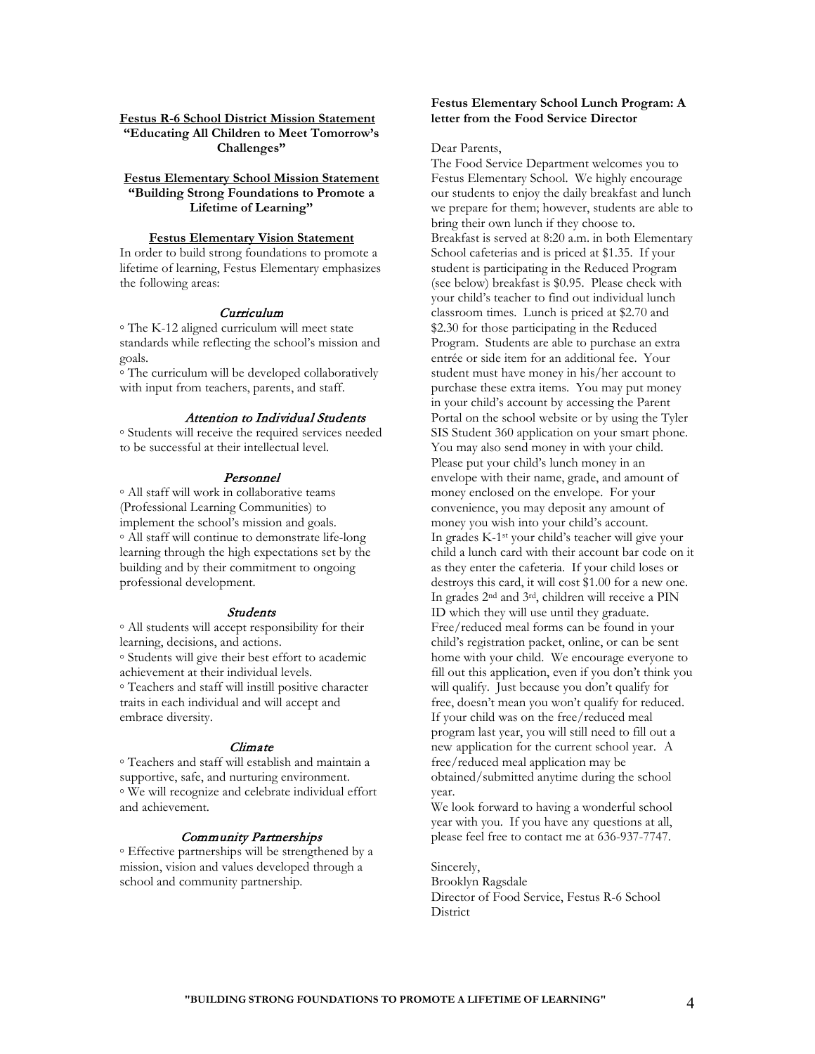## Festus R-6 School District Mission Statement

**"Educating All Children to Meet Tomorrow's Challenges"**

## Festus Elementary School Mission Statement

**"Building Strong Foundations to Promote a Lifetime of Learning"**

## Festus Elementary Vision Statement

In order to build strong foundations to promote a lifetime of learning, Festus Elementary emphasizes the following areas:

### *Curriculum*

◦ The K-12 aligned curriculum will meet state standards while reflecting the school's mission and goals.

◦ The curriculum will be developed collaboratively with input from teachers, parents, and staff.

### *Attention to Individual Students*

◦ Students will receive the required services needed to be successful at their intellectual level.

### *Personnel*

◦ All staff will work in collaborative teams (Professional Learning Communities) to implement the school's mission and goals.

◦ All staff will continue to demonstrate life-long learning through the high expectations set by the building and by their commitment to ongoing professional development.

### *Students*

◦ All students will accept responsibility for their learning, decisions, and actions.

◦ Students will give their best effort to academic achievement at their individual levels.

◦ Teachers and staff will instill positive character traits in each individual and will accept and embrace diversity.

### *Climate*

◦ Teachers and staff will establish and maintain a supportive, safe, and nurturing environment.

◦ We will recognize and celebrate individual effort and achievement.

### *Community Partnerships*

◦ Effective partnerships will be strengthened by a mission, vision and values developed through a school and community partnership.

## Festus Elementary School Lunch Program: A letter from the Food Service Director

Dear Parents,

The Food Service Department welcomes you to Festus Elementary School. We highly encourage our students to enjoy the daily breakfast and lunch we prepare for them; however, students are able to bring their own lunch if they choose to.

Breakfast is served at 8:20 a.m. in both Elementary School cafeterias and is priced at $1.35. If your student is participating in the Reduced Program (see below) breakfast is $0.95. Please check with your child's teacher to find out individual lunch classroom times. Lunch is priced at $2.70 and $2.30 for those participating in the Reduced Program. Students are able to purchase an extra entrée or side item for an additional fee. Your student must have money in his/her account to purchase these extra items. You may put money in your child's account by accessing the Parent Portal on the school website or by using the Tyler SIS Student 360 application on your smart phone. You may also send money in with your child. Please put your child's lunch money in an envelope with their name, grade, and amount of money enclosed on the envelope. For your convenience, you may deposit any amount of money you wish into your child's account.

In grades K-1st your child's teacher will give your child a lunch card with their account bar code on it as they enter the cafeteria. If your child loses or destroys this card, it will cost $1.00 for a new one. In grades 2nd and 3rd, children will receive a PIN ID which they will use until they graduate.

Free/reduced meal forms can be found in your child's registration packet, online, or can be sent home with your child. We encourage everyone to fill out this application, even if you don't think you will qualify. Just because you don't qualify for free, doesn't mean you won't qualify for reduced. If your child was on the free/reduced meal program last year, you will still need to fill out a new application for the current school year. A free/reduced meal application may be obtained/submitted anytime during the school year.

We look forward to having a wonderful school year with you. If you have any questions at all, please feel free to contact me at 636-937-7747.

Sincerely,
Brooklyn Ragsdale
Director of Food Service, Festus R-6 School District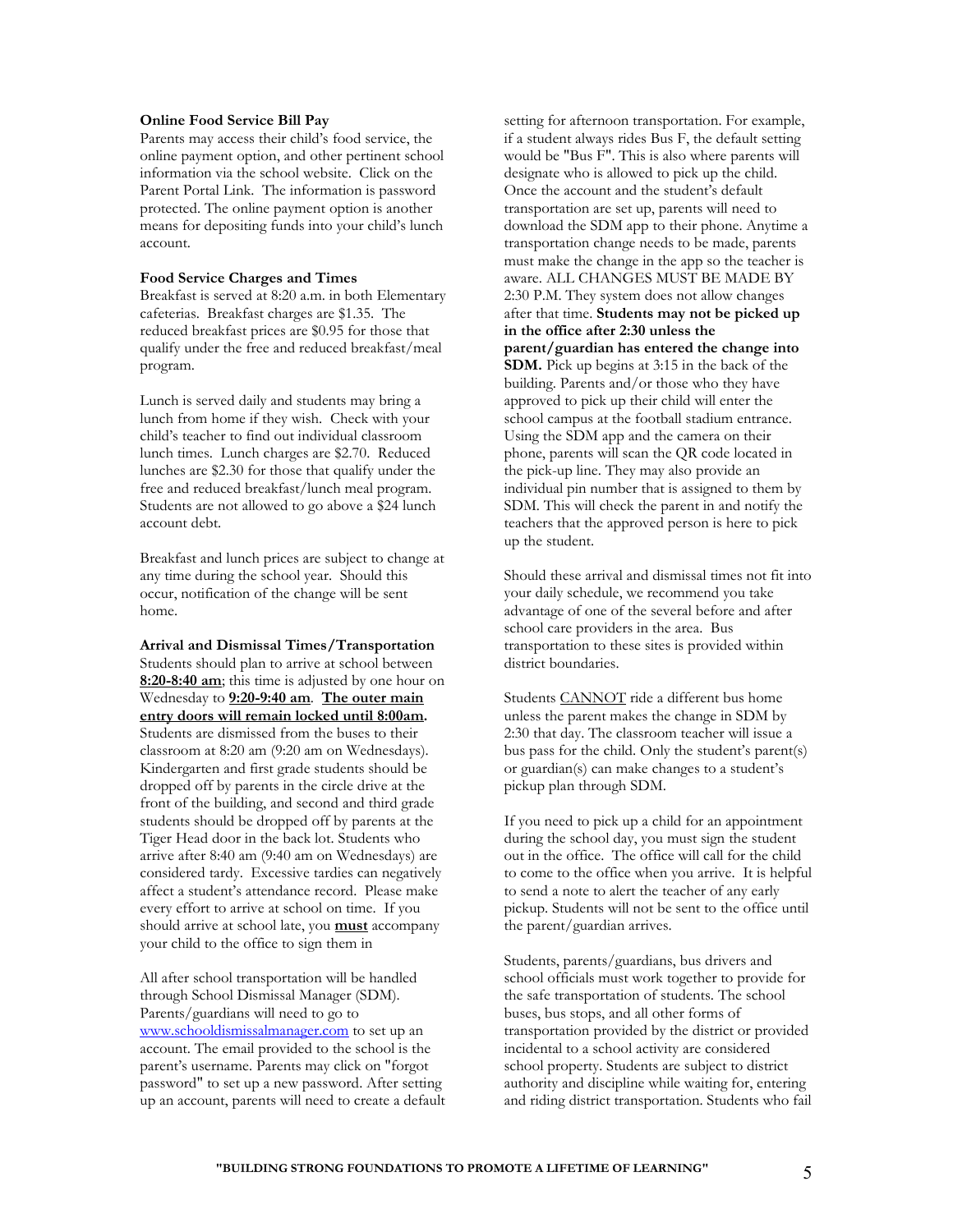**Online Food Service Bill Pay**

Parents may access their child's food service, the online payment option, and other pertinent school information via the school website. Click on the Parent Portal Link. The information is password protected. The online payment option is another means for depositing funds into your child's lunch account.

**Food Service Charges and Times**

Breakfast is served at 8:20 a.m. in both Elementary cafeterias. Breakfast charges are $1.35. The reduced breakfast prices are $0.95 for those that qualify under the free and reduced breakfast/meal program.

Lunch is served daily and students may bring a lunch from home if they wish. Check with your child's teacher to find out individual classroom lunch times. Lunch charges are $2.70. Reduced lunches are $2.30 for those that qualify under the free and reduced breakfast/lunch meal program. Students are not allowed to go above a $24 lunch account debt.

Breakfast and lunch prices are subject to change at any time during the school year. Should this occur, notification of the change will be sent home.

**Arrival and Dismissal Times/Transportation**

Students should plan to arrive at school between **8:20-8:40 am**; this time is adjusted by one hour on Wednesday to **9:20-9:40 am**. **The outer main entry doors will remain locked until 8:00am.** Students are dismissed from the buses to their classroom at 8:20 am (9:20 am on Wednesdays). Kindergarten and first grade students should be dropped off by parents in the circle drive at the front of the building, and second and third grade students should be dropped off by parents at the Tiger Head door in the back lot. Students who arrive after 8:40 am (9:40 am on Wednesdays) are considered tardy. Excessive tardies can negatively affect a student's attendance record. Please make every effort to arrive at school on time. If you should arrive at school late, you **must** accompany your child to the office to sign them in

All after school transportation will be handled through School Dismissal Manager (SDM). Parents/guardians will need to go to www.schooldismissalmanager.com to set up an account. The email provided to the school is the parent's username. Parents may click on "forgot password" to set up a new password. After setting up an account, parents will need to create a default setting for afternoon transportation. For example, if a student always rides Bus F, the default setting would be "Bus F". This is also where parents will designate who is allowed to pick up the child. Once the account and the student's default transportation are set up, parents will need to download the SDM app to their phone. Anytime a transportation change needs to be made, parents must make the change in the app so the teacher is aware. ALL CHANGES MUST BE MADE BY 2:30 P.M. They system does not allow changes after that time. **Students may not be picked up in the office after 2:30 unless the parent/guardian has entered the change into SDM.** Pick up begins at 3:15 in the back of the building. Parents and/or those who they have approved to pick up their child will enter the school campus at the football stadium entrance. Using the SDM app and the camera on their phone, parents will scan the QR code located in the pick-up line. They may also provide an individual pin number that is assigned to them by SDM. This will check the parent in and notify the teachers that the approved person is here to pick up the student.

Should these arrival and dismissal times not fit into your daily schedule, we recommend you take advantage of one of the several before and after school care providers in the area. Bus transportation to these sites is provided within district boundaries.

Students CANNOT ride a different bus home unless the parent makes the change in SDM by 2:30 that day. The classroom teacher will issue a bus pass for the child. Only the student's parent(s) or guardian(s) can make changes to a student's pickup plan through SDM.

If you need to pick up a child for an appointment during the school day, you must sign the student out in the office. The office will call for the child to come to the office when you arrive. It is helpful to send a note to alert the teacher of any early pickup. Students will not be sent to the office until the parent/guardian arrives.

Students, parents/guardians, bus drivers and school officials must work together to provide for the safe transportation of students. The school buses, bus stops, and all other forms of transportation provided by the district or provided incidental to a school activity are considered school property. Students are subject to district authority and discipline while waiting for, entering and riding district transportation. Students who fail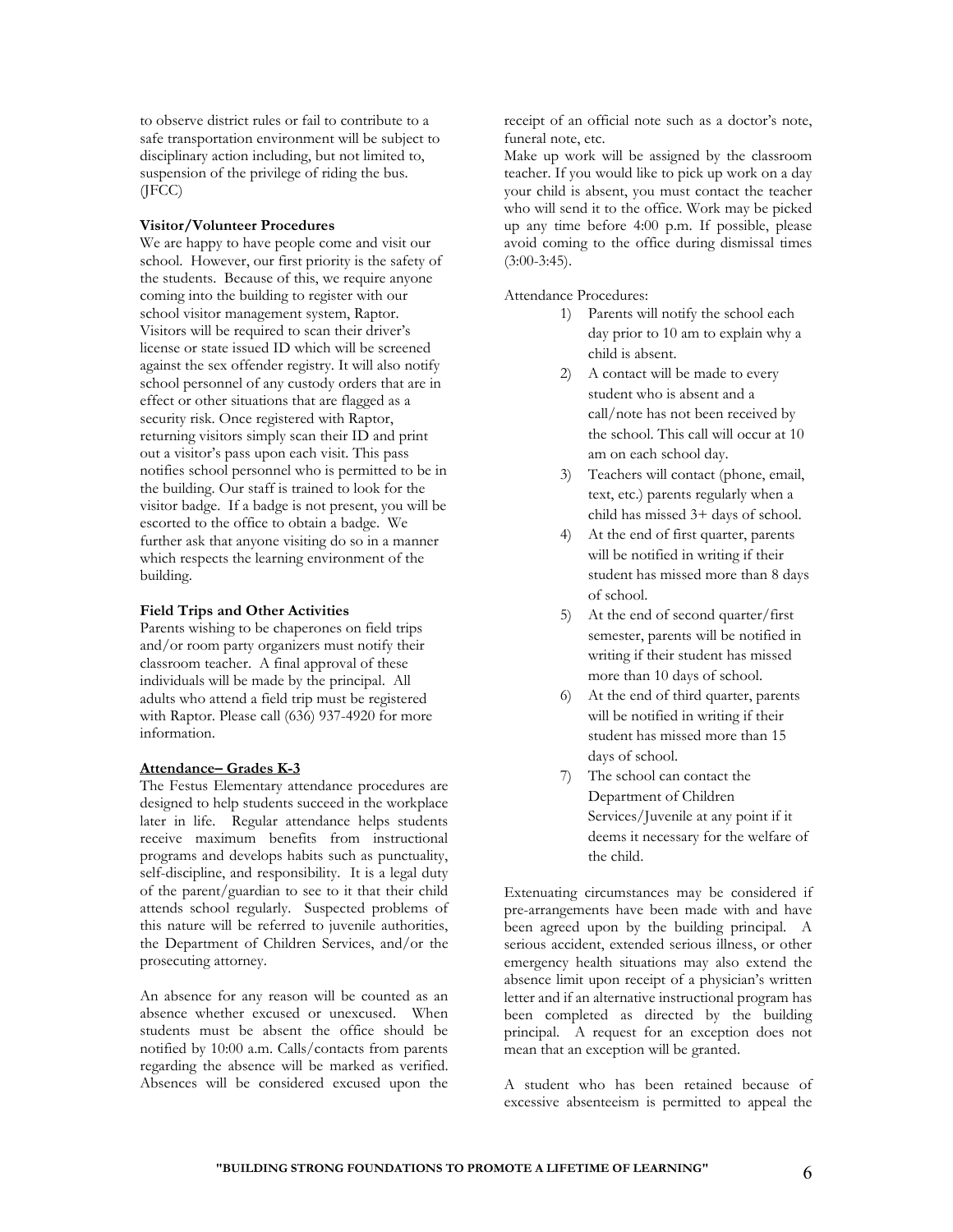to observe district rules or fail to contribute to a safe transportation environment will be subject to disciplinary action including, but not limited to, suspension of the privilege of riding the bus. (JFCC)

**Visitor/Volunteer Procedures**

We are happy to have people come and visit our school. However, our first priority is the safety of the students. Because of this, we require anyone coming into the building to register with our school visitor management system, Raptor. Visitors will be required to scan their driver's license or state issued ID which will be screened against the sex offender registry. It will also notify school personnel of any custody orders that are in effect or other situations that are flagged as a security risk. Once registered with Raptor, returning visitors simply scan their ID and print out a visitor's pass upon each visit. This pass notifies school personnel who is permitted to be in the building. Our staff is trained to look for the visitor badge. If a badge is not present, you will be escorted to the office to obtain a badge. We further ask that anyone visiting do so in a manner which respects the learning environment of the building.

**Field Trips and Other Activities**

Parents wishing to be chaperones on field trips and/or room party organizers must notify their classroom teacher. A final approval of these individuals will be made by the principal. All adults who attend a field trip must be registered with Raptor. Please call (636) 937-4920 for more information.

**<u>Attendance– Grades K-3</u>**

The Festus Elementary attendance procedures are designed to help students succeed in the workplace later in life. Regular attendance helps students receive maximum benefits from instructional programs and develops habits such as punctuality, self-discipline, and responsibility. It is a legal duty of the parent/guardian to see to it that their child attends school regularly. Suspected problems of this nature will be referred to juvenile authorities, the Department of Children Services, and/or the prosecuting attorney.

An absence for any reason will be counted as an absence whether excused or unexcused. When students must be absent the office should be notified by 10:00 a.m. Calls/contacts from parents regarding the absence will be marked as verified. Absences will be considered excused upon the receipt of an official note such as a doctor's note, funeral note, etc.

Make up work will be assigned by the classroom teacher. If you would like to pick up work on a day your child is absent, you must contact the teacher who will send it to the office. Work may be picked up any time before 4:00 p.m. If possible, please avoid coming to the office during dismissal times (3:00-3:45).

Attendance Procedures:

1) Parents will notify the school each day prior to 10 am to explain why a child is absent.
2) A contact will be made to every student who is absent and a call/note has not been received by the school. This call will occur at 10 am on each school day.
3) Teachers will contact (phone, email, text, etc.) parents regularly when a child has missed 3+ days of school.
4) At the end of first quarter, parents will be notified in writing if their student has missed more than 8 days of school.
5) At the end of second quarter/first semester, parents will be notified in writing if their student has missed more than 10 days of school.
6) At the end of third quarter, parents will be notified in writing if their student has missed more than 15 days of school.
7) The school can contact the Department of Children Services/Juvenile at any point if it deems it necessary for the welfare of the child.

Extenuating circumstances may be considered if pre-arrangements have been made with and have been agreed upon by the building principal. A serious accident, extended serious illness, or other emergency health situations may also extend the absence limit upon receipt of a physician's written letter and if an alternative instructional program has been completed as directed by the building principal. A request for an exception does not mean that an exception will be granted.

A student who has been retained because of excessive absenteeism is permitted to appeal the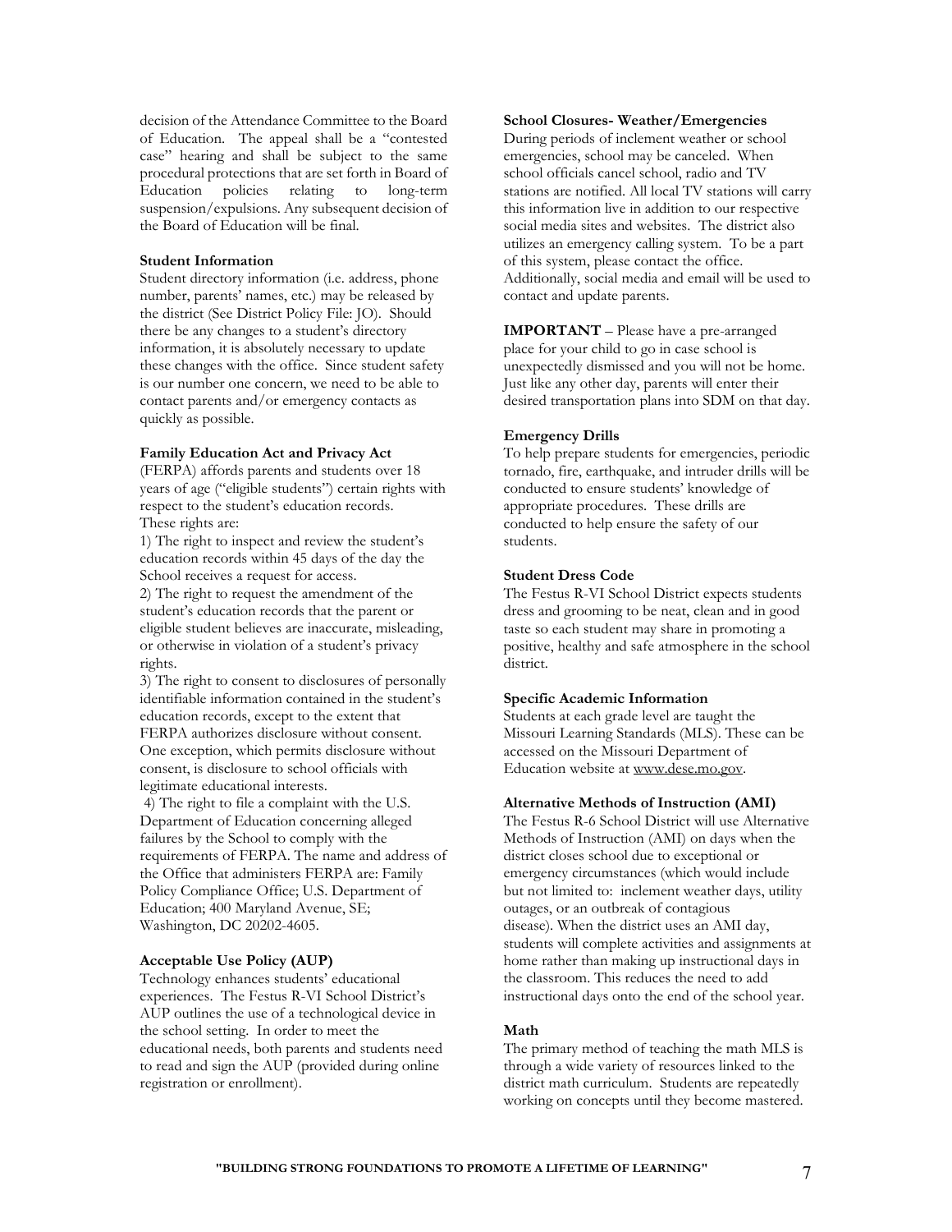decision of the Attendance Committee to the Board of Education. The appeal shall be a "contested case" hearing and shall be subject to the same procedural protections that are set forth in Board of Education policies relating to long-term suspension/expulsions. Any subsequent decision of the Board of Education will be final.

**Student Information**

Student directory information (i.e. address, phone number, parents' names, etc.) may be released by the district (See District Policy File: JO). Should there be any changes to a student's directory information, it is absolutely necessary to update these changes with the office. Since student safety is our number one concern, we need to be able to contact parents and/or emergency contacts as quickly as possible.

**Family Education Act and Privacy Act**

(FERPA) affords parents and students over 18 years of age ("eligible students") certain rights with respect to the student's education records. These rights are:

1) The right to inspect and review the student's education records within 45 days of the day the School receives a request for access.

2) The right to request the amendment of the student's education records that the parent or eligible student believes are inaccurate, misleading, or otherwise in violation of a student's privacy rights.

3) The right to consent to disclosures of personally identifiable information contained in the student's education records, except to the extent that FERPA authorizes disclosure without consent. One exception, which permits disclosure without consent, is disclosure to school officials with legitimate educational interests.

4) The right to file a complaint with the U.S. Department of Education concerning alleged failures by the School to comply with the requirements of FERPA. The name and address of the Office that administers FERPA are: Family Policy Compliance Office; U.S. Department of Education; 400 Maryland Avenue, SE; Washington, DC 20202-4605.

**Acceptable Use Policy (AUP)**

Technology enhances students' educational experiences. The Festus R-VI School District's AUP outlines the use of a technological device in the school setting. In order to meet the educational needs, both parents and students need to read and sign the AUP (provided during online registration or enrollment).

**School Closures- Weather/Emergencies**

During periods of inclement weather or school emergencies, school may be canceled. When school officials cancel school, radio and TV stations are notified. All local TV stations will carry this information live in addition to our respective social media sites and websites. The district also utilizes an emergency calling system. To be a part of this system, please contact the office. Additionally, social media and email will be used to contact and update parents.

**IMPORTANT** – Please have a pre-arranged place for your child to go in case school is unexpectedly dismissed and you will not be home. Just like any other day, parents will enter their desired transportation plans into SDM on that day.

**Emergency Drills**

To help prepare students for emergencies, periodic tornado, fire, earthquake, and intruder drills will be conducted to ensure students' knowledge of appropriate procedures. These drills are conducted to help ensure the safety of our students.

**Student Dress Code**

The Festus R-VI School District expects students dress and grooming to be neat, clean and in good taste so each student may share in promoting a positive, healthy and safe atmosphere in the school district.

**Specific Academic Information**

Students at each grade level are taught the Missouri Learning Standards (MLS). These can be accessed on the Missouri Department of Education website at www.dese.mo.gov.

**Alternative Methods of Instruction (AMI)**

The Festus R-6 School District will use Alternative Methods of Instruction (AMI) on days when the district closes school due to exceptional or emergency circumstances (which would include but not limited to: inclement weather days, utility outages, or an outbreak of contagious disease). When the district uses an AMI day, students will complete activities and assignments at home rather than making up instructional days in the classroom. This reduces the need to add instructional days onto the end of the school year.

**Math**

The primary method of teaching the math MLS is through a wide variety of resources linked to the district math curriculum. Students are repeatedly working on concepts until they become mastered.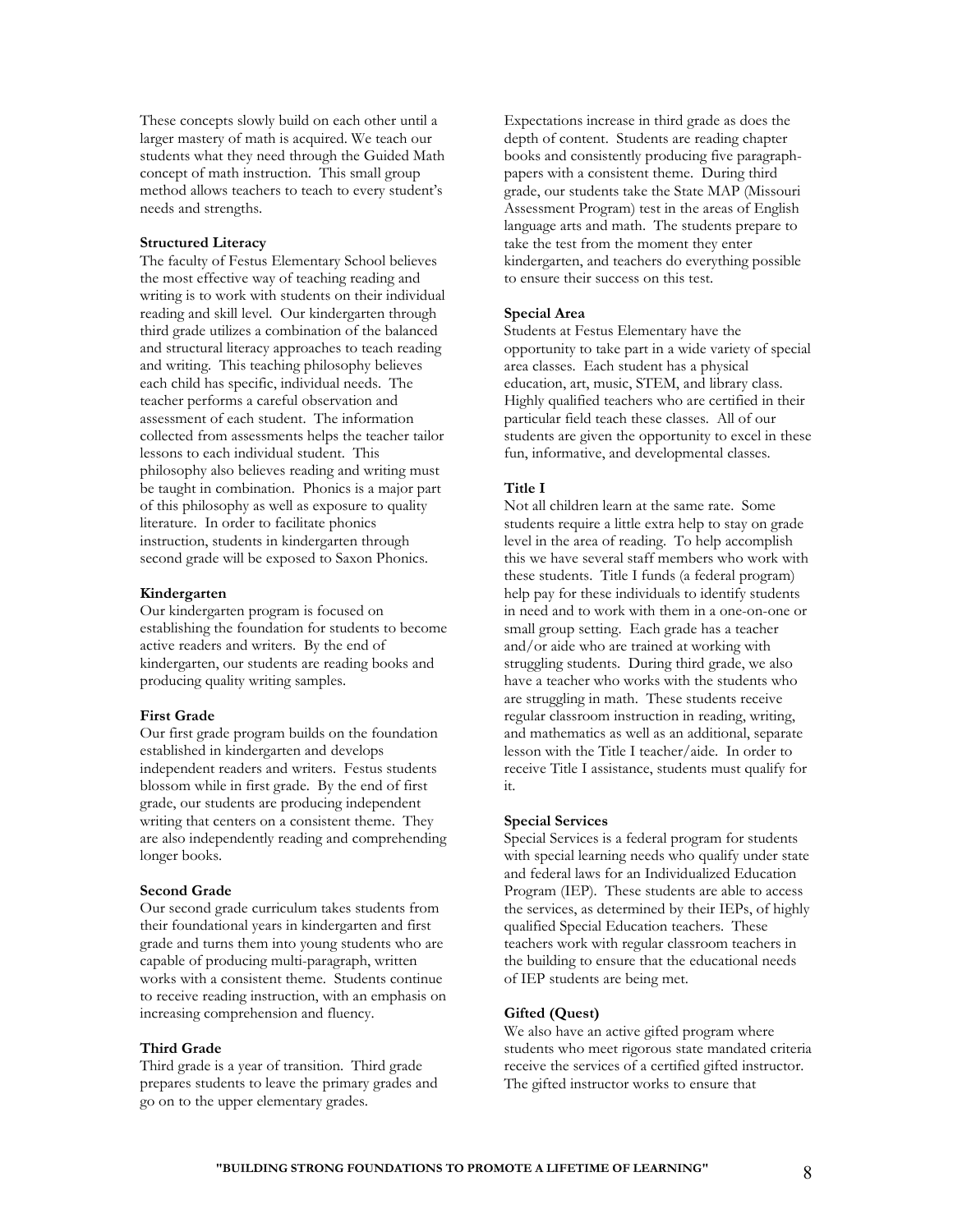These concepts slowly build on each other until a larger mastery of math is acquired. We teach our students what they need through the Guided Math concept of math instruction. This small group method allows teachers to teach to every student's needs and strengths.

**Structured Literacy**

The faculty of Festus Elementary School believes the most effective way of teaching reading and writing is to work with students on their individual reading and skill level. Our kindergarten through third grade utilizes a combination of the balanced and structural literacy approaches to teach reading and writing. This teaching philosophy believes each child has specific, individual needs. The teacher performs a careful observation and assessment of each student. The information collected from assessments helps the teacher tailor lessons to each individual student. This philosophy also believes reading and writing must be taught in combination. Phonics is a major part of this philosophy as well as exposure to quality literature. In order to facilitate phonics instruction, students in kindergarten through second grade will be exposed to Saxon Phonics.

**Kindergarten**

Our kindergarten program is focused on establishing the foundation for students to become active readers and writers. By the end of kindergarten, our students are reading books and producing quality writing samples.

**First Grade**

Our first grade program builds on the foundation established in kindergarten and develops independent readers and writers. Festus students blossom while in first grade. By the end of first grade, our students are producing independent writing that centers on a consistent theme. They are also independently reading and comprehending longer books.

**Second Grade**

Our second grade curriculum takes students from their foundational years in kindergarten and first grade and turns them into young students who are capable of producing multi-paragraph, written works with a consistent theme. Students continue to receive reading instruction, with an emphasis on increasing comprehension and fluency.

**Third Grade**

Third grade is a year of transition. Third grade prepares students to leave the primary grades and go on to the upper elementary grades. Expectations increase in third grade as does the depth of content. Students are reading chapter books and consistently producing five paragraph-papers with a consistent theme. During third grade, our students take the State MAP (Missouri Assessment Program) test in the areas of English language arts and math. The students prepare to take the test from the moment they enter kindergarten, and teachers do everything possible to ensure their success on this test.

**Special Area**

Students at Festus Elementary have the opportunity to take part in a wide variety of special area classes. Each student has a physical education, art, music, STEM, and library class. Highly qualified teachers who are certified in their particular field teach these classes. All of our students are given the opportunity to excel in these fun, informative, and developmental classes.

**Title I**

Not all children learn at the same rate. Some students require a little extra help to stay on grade level in the area of reading. To help accomplish this we have several staff members who work with these students. Title I funds (a federal program) help pay for these individuals to identify students in need and to work with them in a one-on-one or small group setting. Each grade has a teacher and/or aide who are trained at working with struggling students. During third grade, we also have a teacher who works with the students who are struggling in math. These students receive regular classroom instruction in reading, writing, and mathematics as well as an additional, separate lesson with the Title I teacher/aide. In order to receive Title I assistance, students must qualify for it.

**Special Services**

Special Services is a federal program for students with special learning needs who qualify under state and federal laws for an Individualized Education Program (IEP). These students are able to access the services, as determined by their IEPs, of highly qualified Special Education teachers. These teachers work with regular classroom teachers in the building to ensure that the educational needs of IEP students are being met.

**Gifted (Quest)**

We also have an active gifted program where students who meet rigorous state mandated criteria receive the services of a certified gifted instructor. The gifted instructor works to ensure that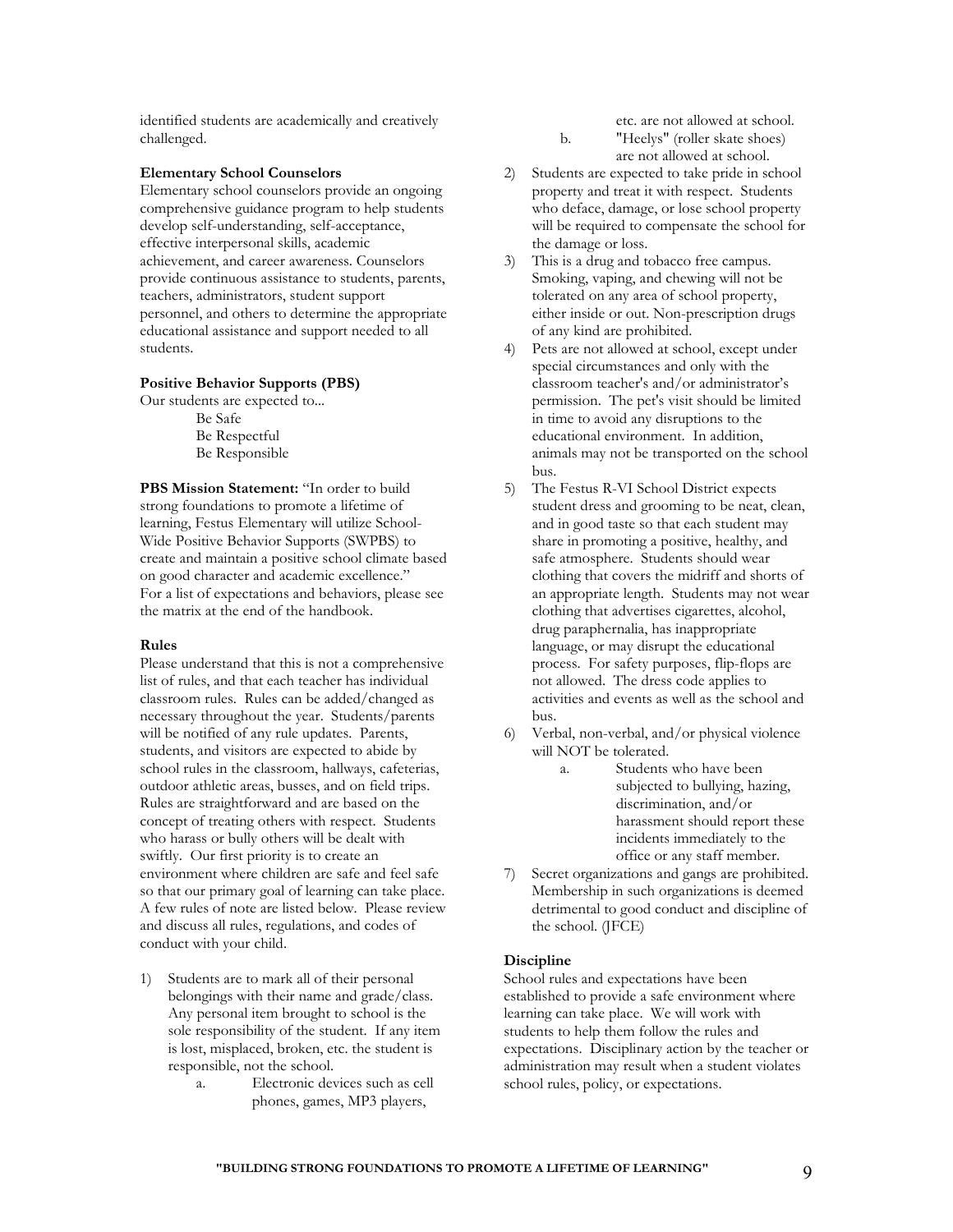identified students are academically and creatively challenged.

**Elementary School Counselors**

Elementary school counselors provide an ongoing comprehensive guidance program to help students develop self-understanding, self-acceptance, effective interpersonal skills, academic achievement, and career awareness. Counselors provide continuous assistance to students, parents, teachers, administrators, student support personnel, and others to determine the appropriate educational assistance and support needed to all students.

**Positive Behavior Supports (PBS)**

Our students are expected to...

Be Safe
Be Respectful
Be Responsible

**PBS Mission Statement:** "In order to build strong foundations to promote a lifetime of learning, Festus Elementary will utilize School-Wide Positive Behavior Supports (SWPBS) to create and maintain a positive school climate based on good character and academic excellence." For a list of expectations and behaviors, please see the matrix at the end of the handbook.

**Rules**

Please understand that this is not a comprehensive list of rules, and that each teacher has individual classroom rules. Rules can be added/changed as necessary throughout the year. Students/parents will be notified of any rule updates. Parents, students, and visitors are expected to abide by school rules in the classroom, hallways, cafeterias, outdoor athletic areas, busses, and on field trips. Rules are straightforward and are based on the concept of treating others with respect. Students who harass or bully others will be dealt with swiftly. Our first priority is to create an environment where children are safe and feel safe so that our primary goal of learning can take place. A few rules of note are listed below. Please review and discuss all rules, regulations, and codes of conduct with your child.

1) Students are to mark all of their personal belongings with their name and grade/class. Any personal item brought to school is the sole responsibility of the student. If any item is lost, misplaced, broken, etc. the student is responsible, not the school.
    a. Electronic devices such as cell phones, games, MP3 players, etc. are not allowed at school.
    b. "Heelys" (roller skate shoes) are not allowed at school.
2) Students are expected to take pride in school property and treat it with respect. Students who deface, damage, or lose school property will be required to compensate the school for the damage or loss.
3) This is a drug and tobacco free campus. Smoking, vaping, and chewing will not be tolerated on any area of school property, either inside or out. Non-prescription drugs of any kind are prohibited.
4) Pets are not allowed at school, except under special circumstances and only with the classroom teacher's and/or administrator's permission. The pet's visit should be limited in time to avoid any disruptions to the educational environment. In addition, animals may not be transported on the school bus.
5) The Festus R-VI School District expects student dress and grooming to be neat, clean, and in good taste so that each student may share in promoting a positive, healthy, and safe atmosphere. Students should wear clothing that covers the midriff and shorts of an appropriate length. Students may not wear clothing that advertises cigarettes, alcohol, drug paraphernalia, has inappropriate language, or may disrupt the educational process. For safety purposes, flip-flops are not allowed. The dress code applies to activities and events as well as the school and bus.
6) Verbal, non-verbal, and/or physical violence will NOT be tolerated.
    a. Students who have been subjected to bullying, hazing, discrimination, and/or harassment should report these incidents immediately to the office or any staff member.
7) Secret organizations and gangs are prohibited. Membership in such organizations is deemed detrimental to good conduct and discipline of the school. (JFCE)

**Discipline**

School rules and expectations have been established to provide a safe environment where learning can take place. We will work with students to help them follow the rules and expectations. Disciplinary action by the teacher or administration may result when a student violates school rules, policy, or expectations.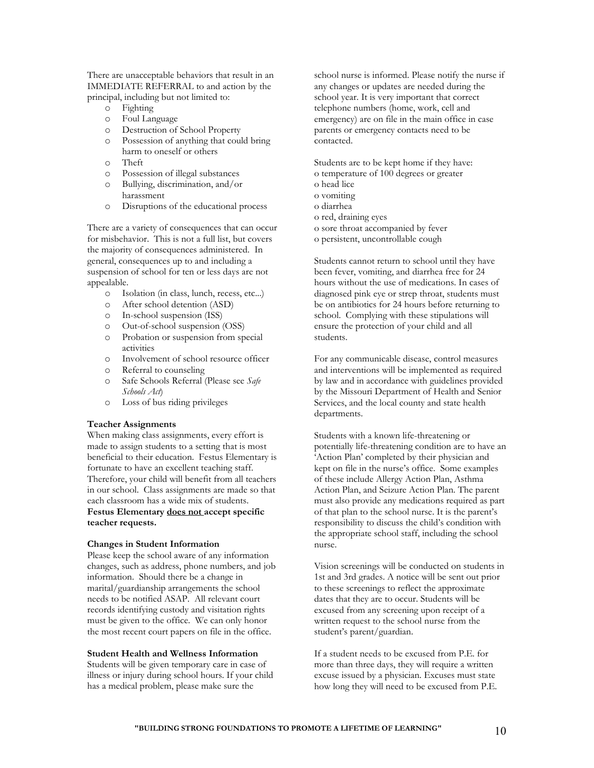There are unacceptable behaviors that result in an IMMEDIATE REFERRAL to and action by the principal, including but not limited to:

- Fighting
- Foul Language
- Destruction of School Property
- Possession of anything that could bring harm to oneself or others
- Theft
- Possession of illegal substances
- Bullying, discrimination, and/or harassment
- Disruptions of the educational process

There are a variety of consequences that can occur for misbehavior. This is not a full list, but covers the majority of consequences administered. In general, consequences up to and including a suspension of school for ten or less days are not appealable.

- Isolation (in class, lunch, recess, etc...)
- After school detention (ASD)
- In-school suspension (ISS)
- Out-of-school suspension (OSS)
- Probation or suspension from special activities
- Involvement of school resource officer
- Referral to counseling
- Safe Schools Referral (Please see *Safe Schools Act*)
- Loss of bus riding privileges

**Teacher Assignments**

When making class assignments, every effort is made to assign students to a setting that is most beneficial to their education. Festus Elementary is fortunate to have an excellent teaching staff. Therefore, your child will benefit from all teachers in our school. Class assignments are made so that each classroom has a wide mix of students. **Festus Elementary <u>does not</u> accept specific teacher requests.**

**Changes in Student Information**

Please keep the school aware of any information changes, such as address, phone numbers, and job information. Should there be a change in marital/guardianship arrangements the school needs to be notified ASAP. All relevant court records identifying custody and visitation rights must be given to the office. We can only honor the most recent court papers on file in the office.

**Student Health and Wellness Information**

Students will be given temporary care in case of illness or injury during school hours. If your child has a medical problem, please make sure the school nurse is informed. Please notify the nurse if any changes or updates are needed during the school year. It is very important that correct telephone numbers (home, work, cell and emergency) are on file in the main office in case parents or emergency contacts need to be contacted.

Students are to be kept home if they have:

- temperature of 100 degrees or greater
- head lice
- vomiting
- diarrhea
- red, draining eyes
- sore throat accompanied by fever
- persistent, uncontrollable cough

Students cannot return to school until they have been fever, vomiting, and diarrhea free for 24 hours without the use of medications. In cases of diagnosed pink eye or strep throat, students must be on antibiotics for 24 hours before returning to school. Complying with these stipulations will ensure the protection of your child and all students.

For any communicable disease, control measures and interventions will be implemented as required by law and in accordance with guidelines provided by the Missouri Department of Health and Senior Services, and the local county and state health departments.

Students with a known life-threatening or potentially life-threatening condition are to have an 'Action Plan' completed by their physician and kept on file in the nurse's office. Some examples of these include Allergy Action Plan, Asthma Action Plan, and Seizure Action Plan. The parent must also provide any medications required as part of that plan to the school nurse. It is the parent's responsibility to discuss the child's condition with the appropriate school staff, including the school nurse.

Vision screenings will be conducted on students in 1st and 3rd grades. A notice will be sent out prior to these screenings to reflect the approximate dates that they are to occur. Students will be excused from any screening upon receipt of a written request to the school nurse from the student's parent/guardian.

If a student needs to be excused from P.E. for more than three days, they will require a written excuse issued by a physician. Excuses must state how long they will need to be excused from P.E.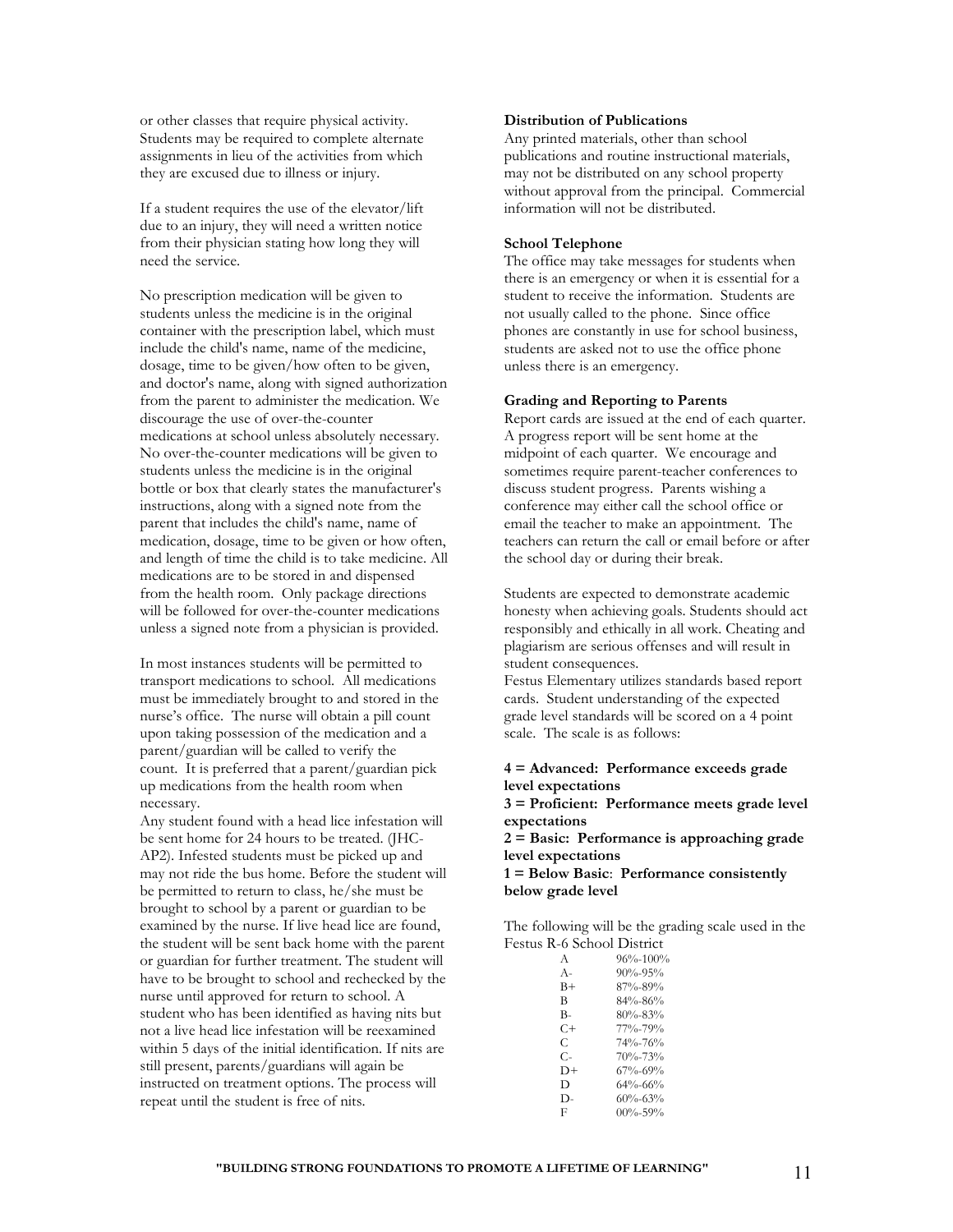or other classes that require physical activity. Students may be required to complete alternate assignments in lieu of the activities from which they are excused due to illness or injury.

If a student requires the use of the elevator/lift due to an injury, they will need a written notice from their physician stating how long they will need the service.

No prescription medication will be given to students unless the medicine is in the original container with the prescription label, which must include the child's name, name of the medicine, dosage, time to be given/how often to be given, and doctor's name, along with signed authorization from the parent to administer the medication. We discourage the use of over-the-counter medications at school unless absolutely necessary. No over-the-counter medications will be given to students unless the medicine is in the original bottle or box that clearly states the manufacturer's instructions, along with a signed note from the parent that includes the child's name, name of medication, dosage, time to be given or how often, and length of time the child is to take medicine. All medications are to be stored in and dispensed from the health room. Only package directions will be followed for over-the-counter medications unless a signed note from a physician is provided.

In most instances students will be permitted to transport medications to school. All medications must be immediately brought to and stored in the nurse's office. The nurse will obtain a pill count upon taking possession of the medication and a parent/guardian will be called to verify the count. It is preferred that a parent/guardian pick up medications from the health room when necessary.

Any student found with a head lice infestation will be sent home for 24 hours to be treated. (JHC-AP2). Infested students must be picked up and may not ride the bus home. Before the student will be permitted to return to class, he/she must be brought to school by a parent or guardian to be examined by the nurse. If live head lice are found, the student will be sent back home with the parent or guardian for further treatment. The student will have to be brought to school and rechecked by the nurse until approved for return to school. A student who has been identified as having nits but not a live head lice infestation will be reexamined within 5 days of the initial identification. If nits are still present, parents/guardians will again be instructed on treatment options. The process will repeat until the student is free of nits.

**Distribution of Publications**

Any printed materials, other than school publications and routine instructional materials, may not be distributed on any school property without approval from the principal. Commercial information will not be distributed.

**School Telephone**

The office may take messages for students when there is an emergency or when it is essential for a student to receive the information. Students are not usually called to the phone. Since office phones are constantly in use for school business, students are asked not to use the office phone unless there is an emergency.

**Grading and Reporting to Parents**

Report cards are issued at the end of each quarter. A progress report will be sent home at the midpoint of each quarter. We encourage and sometimes require parent-teacher conferences to discuss student progress. Parents wishing a conference may either call the school office or email the teacher to make an appointment. The teachers can return the call or email before or after the school day or during their break.

Students are expected to demonstrate academic honesty when achieving goals. Students should act responsibly and ethically in all work. Cheating and plagiarism are serious offenses and will result in student consequences.

Festus Elementary utilizes standards based report cards. Student understanding of the expected grade level standards will be scored on a 4 point scale. The scale is as follows:

**4 = Advanced: Performance exceeds grade level expectations**
**3 = Proficient: Performance meets grade level expectations**
**2 = Basic: Performance is approaching grade level expectations**
**1 = Below Basic: Performance consistently below grade level**

The following will be the grading scale used in the Festus R-6 School District

| Grade | Range |
|---|---|
| A | 96%-100% |
| A- | 90%-95% |
| B+ | 87%-89% |
| B | 84%-86% |
| B- | 80%-83% |
| C+ | 77%-79% |
| C | 74%-76% |
| C- | 70%-73% |
| D+ | 67%-69% |
| D | 64%-66% |
| D- | 60%-63% |
| F | 00%-59% |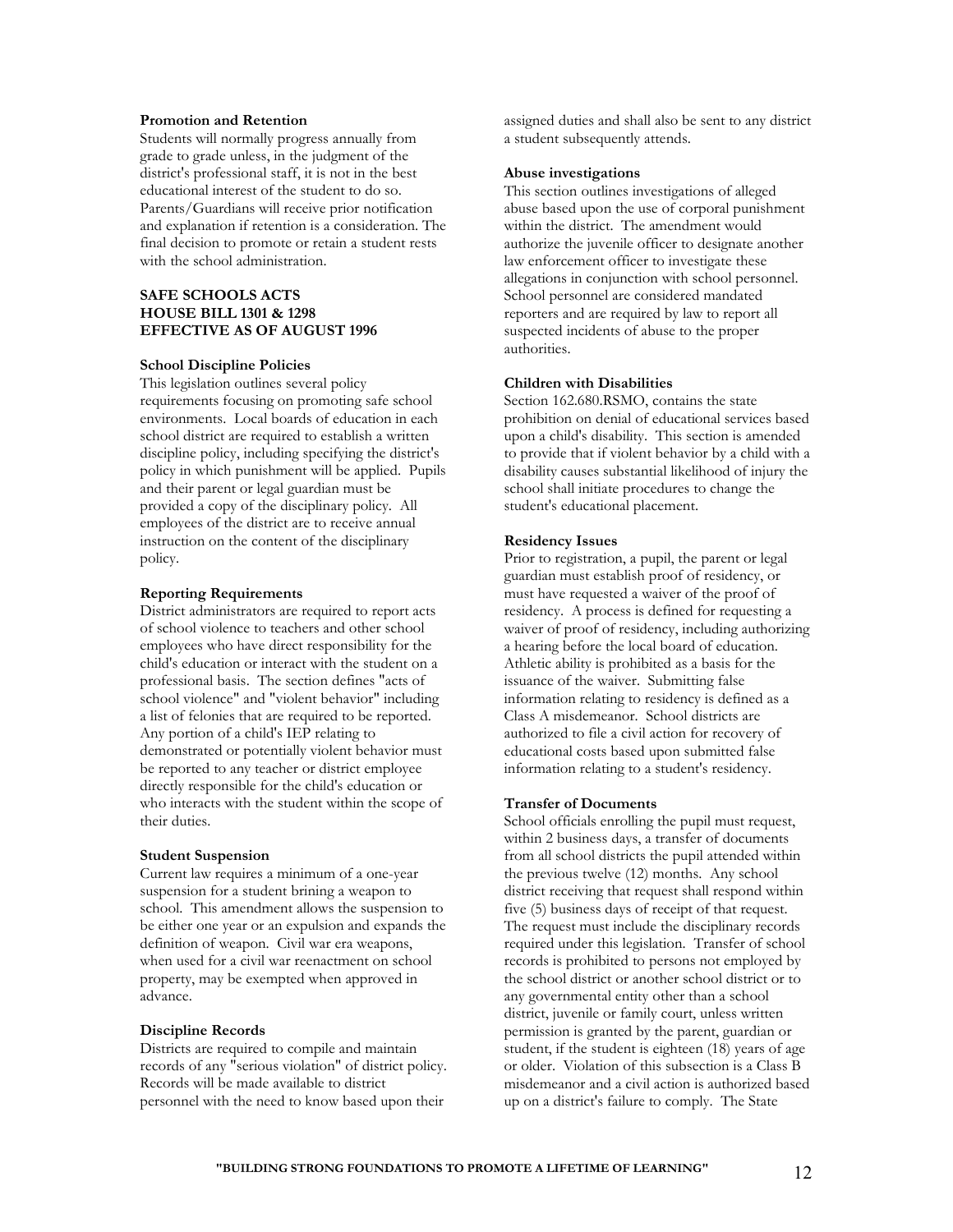**Promotion and Retention**

Students will normally progress annually from grade to grade unless, in the judgment of the district's professional staff, it is not in the best educational interest of the student to do so. Parents/Guardians will receive prior notification and explanation if retention is a consideration. The final decision to promote or retain a student rests with the school administration.

## SAFE SCHOOLS ACTS
## HOUSE BILL 1301 & 1298
## EFFECTIVE AS OF AUGUST 1996

**School Discipline Policies**

This legislation outlines several policy requirements focusing on promoting safe school environments. Local boards of education in each school district are required to establish a written discipline policy, including specifying the district's policy in which punishment will be applied. Pupils and their parent or legal guardian must be provided a copy of the disciplinary policy. All employees of the district are to receive annual instruction on the content of the disciplinary policy.

**Reporting Requirements**

District administrators are required to report acts of school violence to teachers and other school employees who have direct responsibility for the child's education or interact with the student on a professional basis. The section defines "acts of school violence" and "violent behavior" including a list of felonies that are required to be reported. Any portion of a child's IEP relating to demonstrated or potentially violent behavior must be reported to any teacher or district employee directly responsible for the child's education or who interacts with the student within the scope of their duties.

**Student Suspension**

Current law requires a minimum of a one-year suspension for a student brining a weapon to school. This amendment allows the suspension to be either one year or an expulsion and expands the definition of weapon. Civil war era weapons, when used for a civil war reenactment on school property, may be exempted when approved in advance.

**Discipline Records**

Districts are required to compile and maintain records of any "serious violation" of district policy. Records will be made available to district personnel with the need to know based upon their assigned duties and shall also be sent to any district a student subsequently attends.

**Abuse investigations**

This section outlines investigations of alleged abuse based upon the use of corporal punishment within the district. The amendment would authorize the juvenile officer to designate another law enforcement officer to investigate these allegations in conjunction with school personnel. School personnel are considered mandated reporters and are required by law to report all suspected incidents of abuse to the proper authorities.

**Children with Disabilities**

Section 162.680.RSMO, contains the state prohibition on denial of educational services based upon a child's disability. This section is amended to provide that if violent behavior by a child with a disability causes substantial likelihood of injury the school shall initiate procedures to change the student's educational placement.

**Residency Issues**

Prior to registration, a pupil, the parent or legal guardian must establish proof of residency, or must have requested a waiver of the proof of residency. A process is defined for requesting a waiver of proof of residency, including authorizing a hearing before the local board of education. Athletic ability is prohibited as a basis for the issuance of the waiver. Submitting false information relating to residency is defined as a Class A misdemeanor. School districts are authorized to file a civil action for recovery of educational costs based upon submitted false information relating to a student's residency.

**Transfer of Documents**

School officials enrolling the pupil must request, within 2 business days, a transfer of documents from all school districts the pupil attended within the previous twelve (12) months. Any school district receiving that request shall respond within five (5) business days of receipt of that request. The request must include the disciplinary records required under this legislation. Transfer of school records is prohibited to persons not employed by the school district or another school district or to any governmental entity other than a school district, juvenile or family court, unless written permission is granted by the parent, guardian or student, if the student is eighteen (18) years of age or older. Violation of this subsection is a Class B misdemeanor and a civil action is authorized based up on a district's failure to comply. The State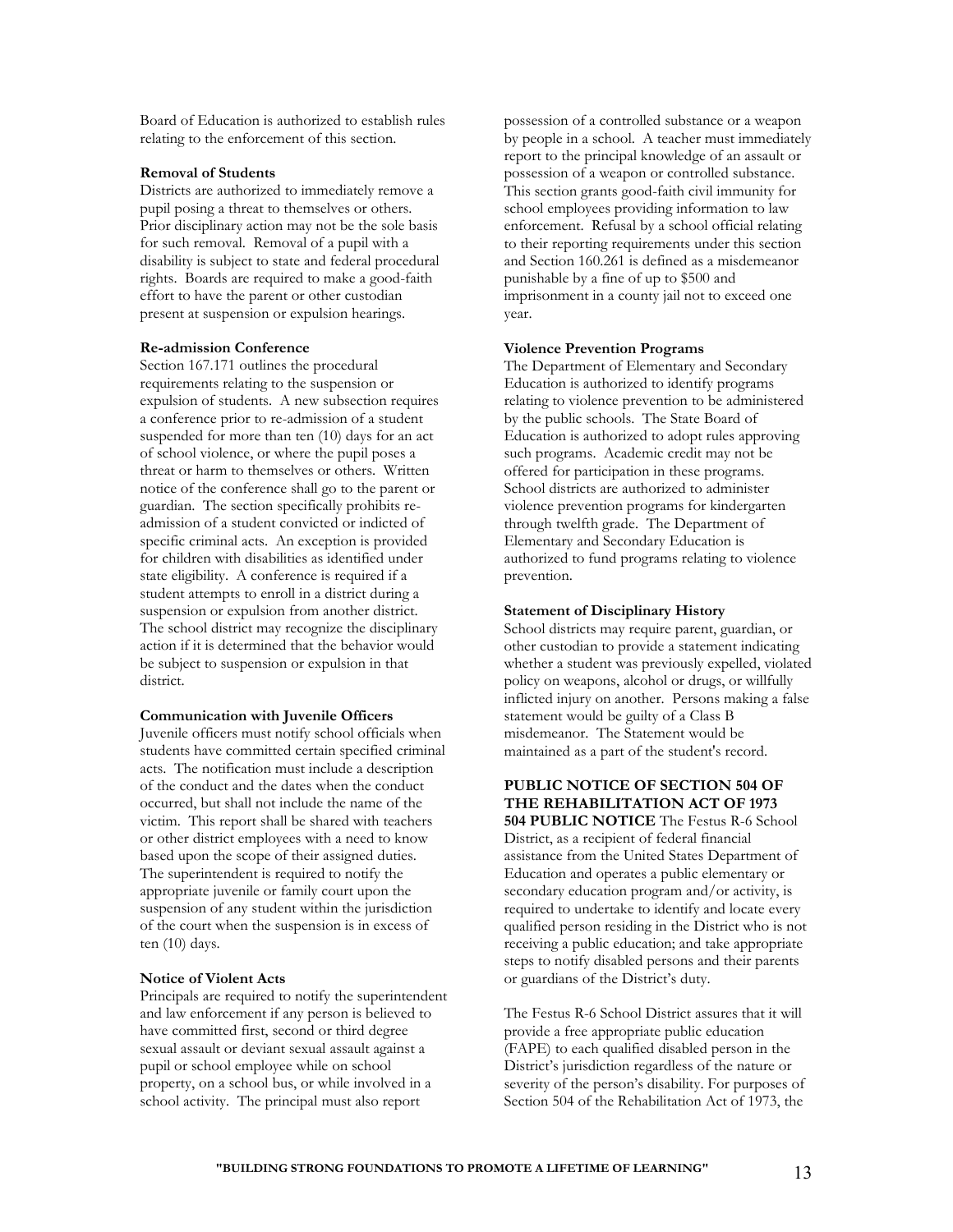Board of Education is authorized to establish rules relating to the enforcement of this section.

**Removal of Students**

Districts are authorized to immediately remove a pupil posing a threat to themselves or others. Prior disciplinary action may not be the sole basis for such removal. Removal of a pupil with a disability is subject to state and federal procedural rights. Boards are required to make a good-faith effort to have the parent or other custodian present at suspension or expulsion hearings.

**Re-admission Conference**

Section 167.171 outlines the procedural requirements relating to the suspension or expulsion of students. A new subsection requires a conference prior to re-admission of a student suspended for more than ten (10) days for an act of school violence, or where the pupil poses a threat or harm to themselves or others. Written notice of the conference shall go to the parent or guardian. The section specifically prohibits re-admission of a student convicted or indicted of specific criminal acts. An exception is provided for children with disabilities as identified under state eligibility. A conference is required if a student attempts to enroll in a district during a suspension or expulsion from another district. The school district may recognize the disciplinary action if it is determined that the behavior would be subject to suspension or expulsion in that district.

**Communication with Juvenile Officers**

Juvenile officers must notify school officials when students have committed certain specified criminal acts. The notification must include a description of the conduct and the dates when the conduct occurred, but shall not include the name of the victim. This report shall be shared with teachers or other district employees with a need to know based upon the scope of their assigned duties. The superintendent is required to notify the appropriate juvenile or family court upon the suspension of any student within the jurisdiction of the court when the suspension is in excess of ten (10) days.

**Notice of Violent Acts**

Principals are required to notify the superintendent and law enforcement if any person is believed to have committed first, second or third degree sexual assault or deviant sexual assault against a pupil or school employee while on school property, on a school bus, or while involved in a school activity. The principal must also report possession of a controlled substance or a weapon by people in a school. A teacher must immediately report to the principal knowledge of an assault or possession of a weapon or controlled substance. This section grants good-faith civil immunity for school employees providing information to law enforcement. Refusal by a school official relating to their reporting requirements under this section and Section 160.261 is defined as a misdemeanor punishable by a fine of up to $500 and imprisonment in a county jail not to exceed one year.

**Violence Prevention Programs**

The Department of Elementary and Secondary Education is authorized to identify programs relating to violence prevention to be administered by the public schools. The State Board of Education is authorized to adopt rules approving such programs. Academic credit may not be offered for participation in these programs. School districts are authorized to administer violence prevention programs for kindergarten through twelfth grade. The Department of Elementary and Secondary Education is authorized to fund programs relating to violence prevention.

**Statement of Disciplinary History**

School districts may require parent, guardian, or other custodian to provide a statement indicating whether a student was previously expelled, violated policy on weapons, alcohol or drugs, or willfully inflicted injury on another. Persons making a false statement would be guilty of a Class B misdemeanor. The Statement would be maintained as a part of the student's record.

**PUBLIC NOTICE OF SECTION 504 OF THE REHABILITATION ACT OF 1973**

**504 PUBLIC NOTICE** The Festus R-6 School District, as a recipient of federal financial assistance from the United States Department of Education and operates a public elementary or secondary education program and/or activity, is required to undertake to identify and locate every qualified person residing in the District who is not receiving a public education; and take appropriate steps to notify disabled persons and their parents or guardians of the District's duty.

The Festus R-6 School District assures that it will provide a free appropriate public education (FAPE) to each qualified disabled person in the District's jurisdiction regardless of the nature or severity of the person's disability. For purposes of Section 504 of the Rehabilitation Act of 1973, the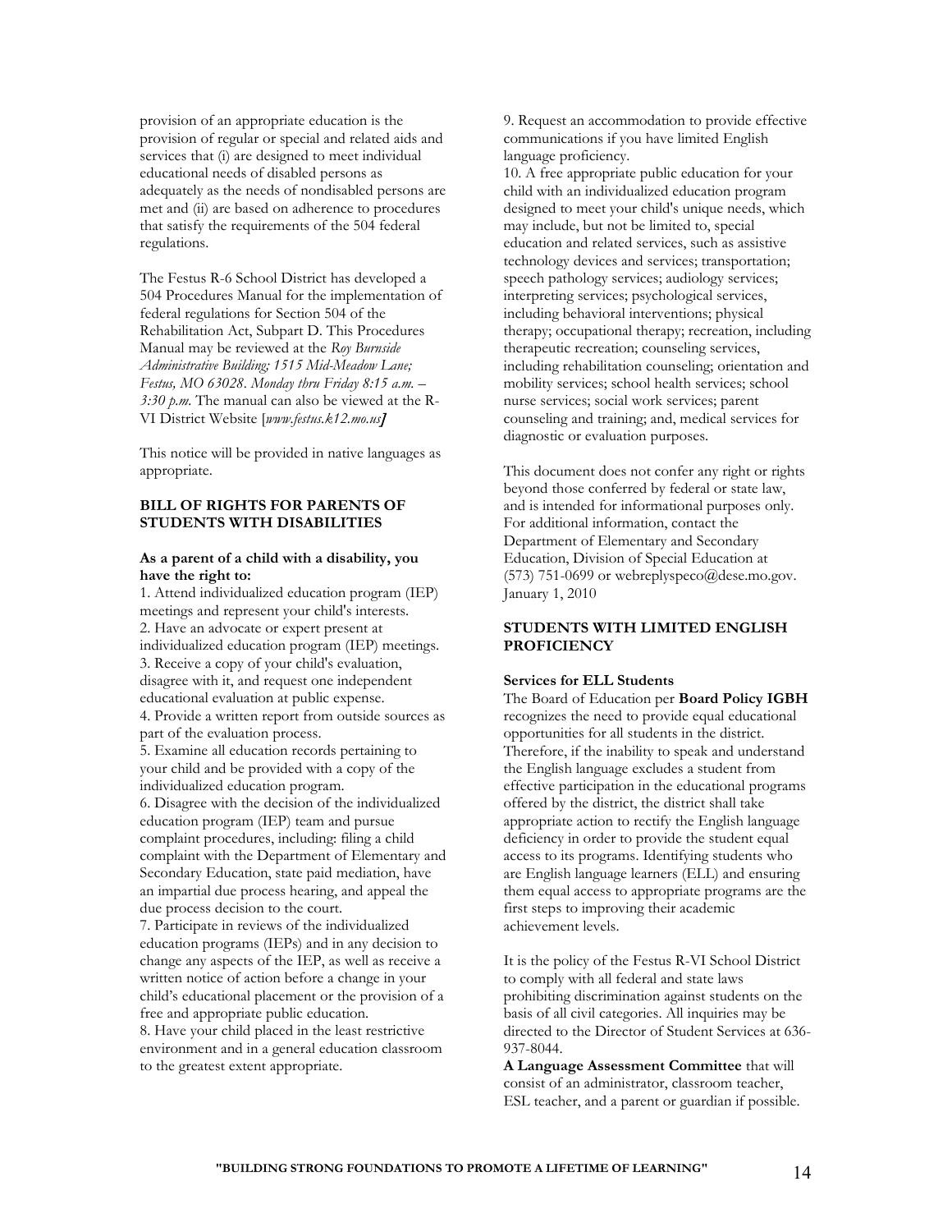provision of an appropriate education is the provision of regular or special and related aids and services that (i) are designed to meet individual educational needs of disabled persons as adequately as the needs of nondisabled persons are met and (ii) are based on adherence to procedures that satisfy the requirements of the 504 federal regulations.

The Festus R-6 School District has developed a 504 Procedures Manual for the implementation of federal regulations for Section 504 of the Rehabilitation Act, Subpart D. This Procedures Manual may be reviewed at the *Roy Burnside Administrative Building; 1515 Mid-Meadow Lane; Festus, MO 63028. Monday thru Friday 8:15 a.m. – 3:30 p.m.* The manual can also be viewed at the R-VI District Website [*www.festus.k12.mo.us*]

This notice will be provided in native languages as appropriate.

### BILL OF RIGHTS FOR PARENTS OF STUDENTS WITH DISABILITIES

**As a parent of a child with a disability, you have the right to:**

1. Attend individualized education program (IEP) meetings and represent your child's interests.
2. Have an advocate or expert present at individualized education program (IEP) meetings.
3. Receive a copy of your child's evaluation, disagree with it, and request one independent educational evaluation at public expense.
4. Provide a written report from outside sources as part of the evaluation process.
5. Examine all education records pertaining to your child and be provided with a copy of the individualized education program.
6. Disagree with the decision of the individualized education program (IEP) team and pursue complaint procedures, including: filing a child complaint with the Department of Elementary and Secondary Education, state paid mediation, have an impartial due process hearing, and appeal the due process decision to the court.
7. Participate in reviews of the individualized education programs (IEPs) and in any decision to change any aspects of the IEP, as well as receive a written notice of action before a change in your child's educational placement or the provision of a free and appropriate public education.
8. Have your child placed in the least restrictive environment and in a general education classroom to the greatest extent appropriate.
9. Request an accommodation to provide effective communications if you have limited English language proficiency.
10. A free appropriate public education for your child with an individualized education program designed to meet your child's unique needs, which may include, but not be limited to, special education and related services, such as assistive technology devices and services; transportation; speech pathology services; audiology services; interpreting services; psychological services, including behavioral interventions; physical therapy; occupational therapy; recreation, including therapeutic recreation; counseling services, including rehabilitation counseling; orientation and mobility services; school health services; school nurse services; social work services; parent counseling and training; and, medical services for diagnostic or evaluation purposes.

This document does not confer any right or rights beyond those conferred by federal or state law, and is intended for informational purposes only. For additional information, contact the Department of Elementary and Secondary Education, Division of Special Education at (573) 751-0699 or webreplyspeco@dese.mo.gov. January 1, 2010

### STUDENTS WITH LIMITED ENGLISH PROFICIENCY

**Services for ELL Students**

The Board of Education per **Board Policy IGBH** recognizes the need to provide equal educational opportunities for all students in the district. Therefore, if the inability to speak and understand the English language excludes a student from effective participation in the educational programs offered by the district, the district shall take appropriate action to rectify the English language deficiency in order to provide the student equal access to its programs. Identifying students who are English language learners (ELL) and ensuring them equal access to appropriate programs are the first steps to improving their academic achievement levels.

It is the policy of the Festus R-VI School District to comply with all federal and state laws prohibiting discrimination against students on the basis of all civil categories. All inquiries may be directed to the Director of Student Services at 636-937-8044.

**A Language Assessment Committee** that will consist of an administrator, classroom teacher, ESL teacher, and a parent or guardian if possible.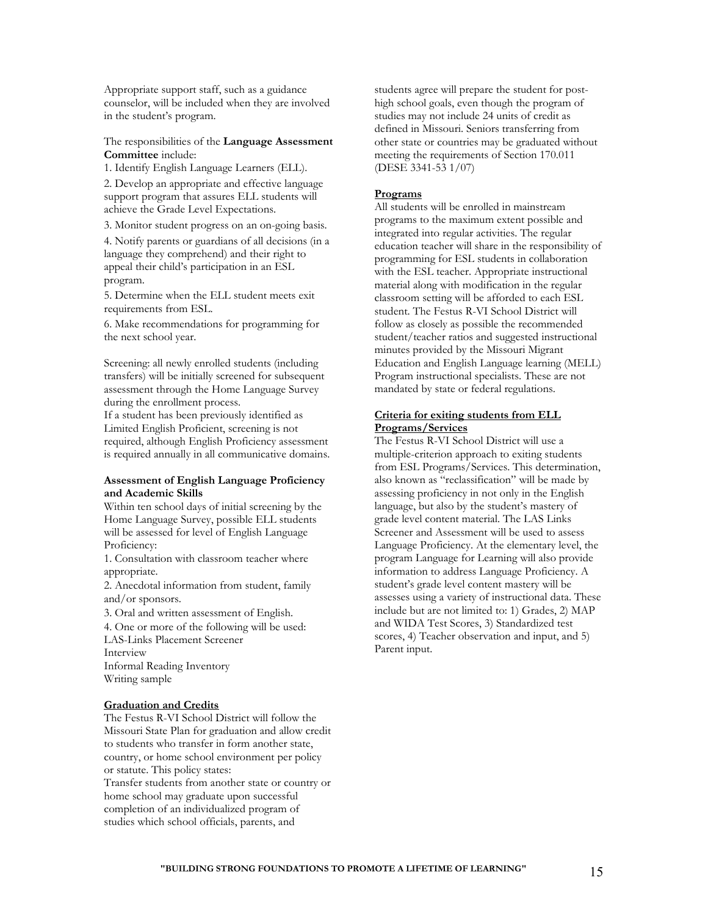Appropriate support staff, such as a guidance counselor, will be included when they are involved in the student's program.

The responsibilities of the **Language Assessment Committee** include:

1. Identify English Language Learners (ELL).
2. Develop an appropriate and effective language support program that assures ELL students will achieve the Grade Level Expectations.
3. Monitor student progress on an on-going basis.
4. Notify parents or guardians of all decisions (in a language they comprehend) and their right to appeal their child's participation in an ESL program.
5. Determine when the ELL student meets exit requirements from ESL.
6. Make recommendations for programming for the next school year.

Screening: all newly enrolled students (including transfers) will be initially screened for subsequent assessment through the Home Language Survey during the enrollment process.
If a student has been previously identified as Limited English Proficient, screening is not required, although English Proficiency assessment is required annually in all communicative domains.

**Assessment of English Language Proficiency and Academic Skills**

Within ten school days of initial screening by the Home Language Survey, possible ELL students will be assessed for level of English Language Proficiency:

1. Consultation with classroom teacher where appropriate.
2. Anecdotal information from student, family and/or sponsors.
3. Oral and written assessment of English.
4. One or more of the following will be used:
LAS-Links Placement Screener
Interview
Informal Reading Inventory
Writing sample

**Graduation and Credits**

The Festus R-VI School District will follow the Missouri State Plan for graduation and allow credit to students who transfer in form another state, country, or home school environment per policy or statute. This policy states:
Transfer students from another state or country or home school may graduate upon successful completion of an individualized program of studies which school officials, parents, and students agree will prepare the student for post-high school goals, even though the program of studies may not include 24 units of credit as defined in Missouri. Seniors transferring from other state or countries may be graduated without meeting the requirements of Section 170.011 (DESE 3341-53 1/07)

**Programs**

All students will be enrolled in mainstream programs to the maximum extent possible and integrated into regular activities. The regular education teacher will share in the responsibility of programming for ESL students in collaboration with the ESL teacher. Appropriate instructional material along with modification in the regular classroom setting will be afforded to each ESL student. The Festus R-VI School District will follow as closely as possible the recommended student/teacher ratios and suggested instructional minutes provided by the Missouri Migrant Education and English Language learning (MELL) Program instructional specialists. These are not mandated by state or federal regulations.

**Criteria for exiting students from ELL Programs/Services**

The Festus R-VI School District will use a multiple-criterion approach to exiting students from ESL Programs/Services. This determination, also known as "reclassification" will be made by assessing proficiency in not only in the English language, but also by the student's mastery of grade level content material. The LAS Links Screener and Assessment will be used to assess Language Proficiency. At the elementary level, the program Language for Learning will also provide information to address Language Proficiency. A student's grade level content mastery will be assesses using a variety of instructional data. These include but are not limited to: 1) Grades, 2) MAP and WIDA Test Scores, 3) Standardized test scores, 4) Teacher observation and input, and 5) Parent input.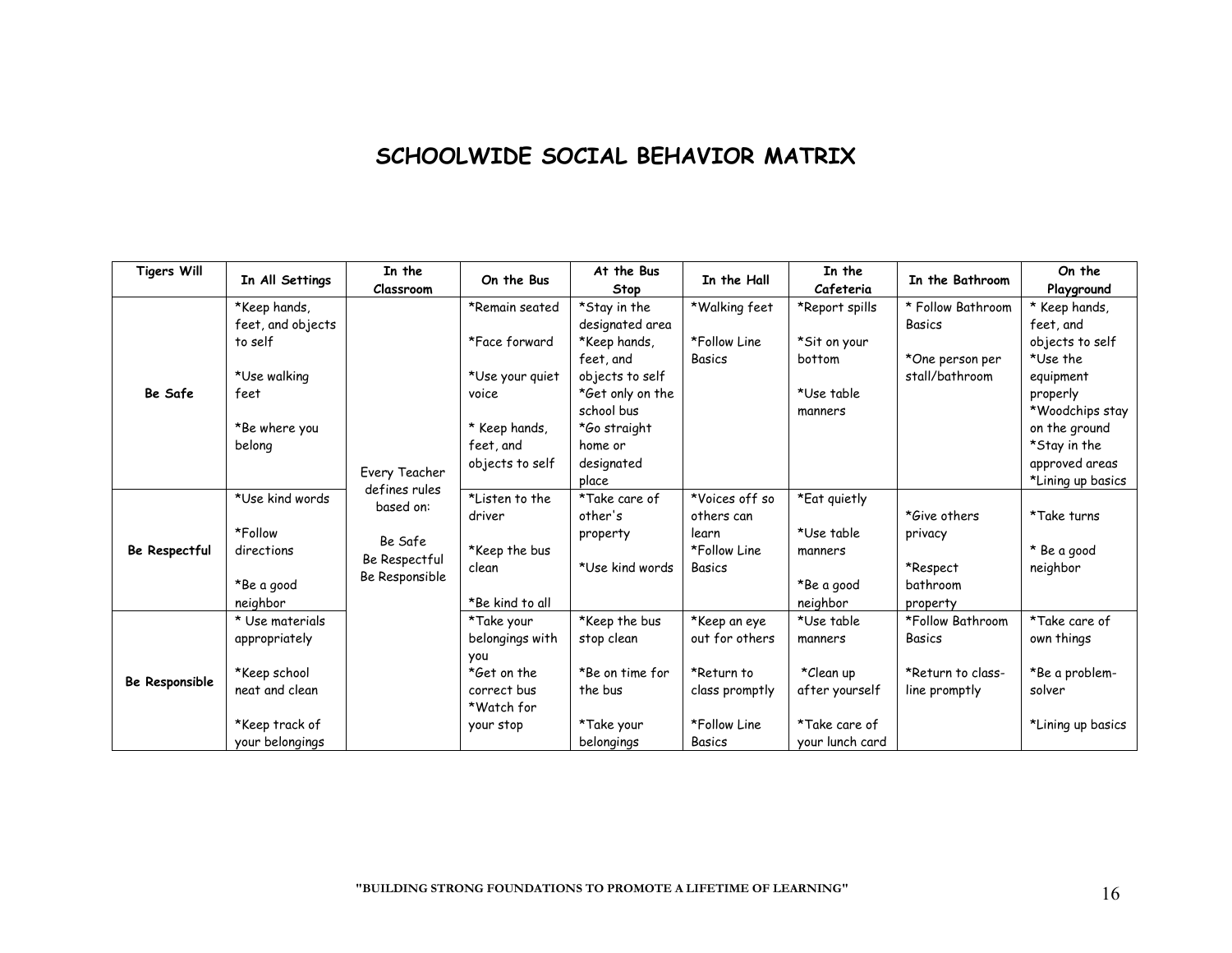# SCHOOLWIDE SOCIAL BEHAVIOR MATRIX

| Tigers Will | In All Settings | In the Classroom | On the Bus | At the Bus Stop | In the Hall | In the Cafeteria | In the Bathroom | On the Playground |
|---|---|---|---|---|---|---|---|---|
| **Be Safe** | *Keep hands, feet, and objects to self<br><br>*Use walking feet<br><br>*Be where you belong | Every Teacher defines rules based on:<br><br>Be Safe<br>Be Respectful<br>Be Responsible | *Remain seated<br><br>*Face forward<br><br>*Use your quiet voice<br><br>* Keep hands, feet, and objects to self | *Stay in the designated area<br>*Keep hands, feet, and objects to self<br>*Get only on the school bus<br>*Go straight home or designated place | *Walking feet<br><br>*Follow Line Basics | *Report spills<br><br>*Sit on your bottom<br><br>*Use table manners | * Follow Bathroom Basics<br><br>*One person per stall/bathroom | * Keep hands, feet, and objects to self<br>*Use the equipment properly<br>*Woodchips stay on the ground<br>*Stay in the approved areas<br>*Lining up basics |
| **Be Respectful** | *Use kind words<br><br>*Follow directions<br><br>*Be a good neighbor | | *Listen to the driver<br><br>*Keep the bus clean<br><br>*Be kind to all | *Take care of other's property<br><br>*Use kind words | *Voices off so others can learn<br>*Follow Line Basics | *Eat quietly<br><br>*Use table manners<br><br>*Be a good neighbor | *Give others privacy<br><br>*Respect bathroom property | *Take turns<br><br>* Be a good neighbor |
| **Be Responsible** | * Use materials appropriately<br><br>*Keep school neat and clean<br><br>*Keep track of your belongings | | *Take your belongings with you<br>*Get on the correct bus<br>*Watch for your stop | *Keep the bus stop clean<br><br>*Be on time for the bus<br><br>*Take your belongings | *Keep an eye out for others<br><br>*Return to class promptly<br><br>*Follow Line Basics | *Use table manners<br><br>*Clean up after yourself<br><br>*Take care of your lunch card | *Follow Bathroom Basics<br><br>*Return to class-line promptly | *Take care of own things<br><br>*Be a problem-solver<br><br>*Lining up basics |